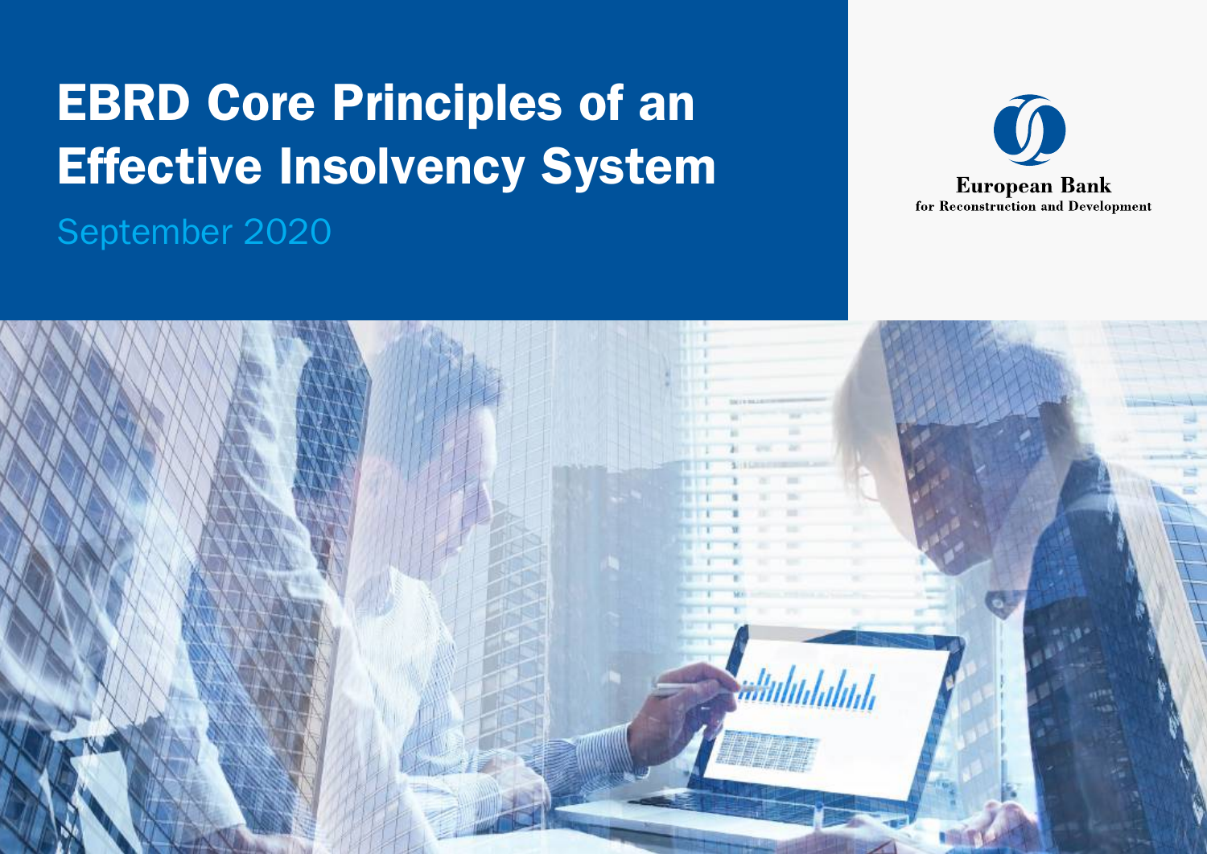# EBRD Core Principles of an Effective Insolvency System

September 2020

European Bank
for Reconstruction and Development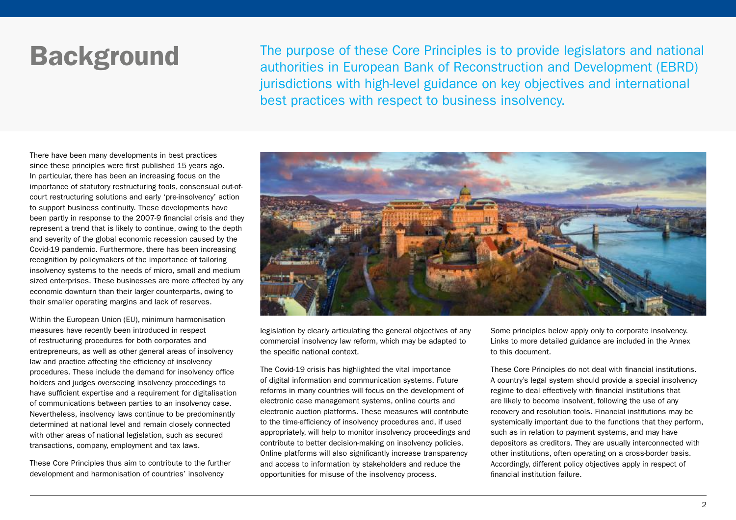# Background

The purpose of these Core Principles is to provide legislators and national authorities in European Bank of Reconstruction and Development (EBRD) jurisdictions with high-level guidance on key objectives and international best practices with respect to business insolvency.

There have been many developments in best practices since these principles were first published 15 years ago. In particular, there has been an increasing focus on the importance of statutory restructuring tools, consensual out-of-court restructuring solutions and early 'pre-insolvency' action to support business continuity. These developments have been partly in response to the 2007-9 financial crisis and they represent a trend that is likely to continue, owing to the depth and severity of the global economic recession caused by the Covid-19 pandemic. Furthermore, there has been increasing recognition by policymakers of the importance of tailoring insolvency systems to the needs of micro, small and medium sized enterprises. These businesses are more affected by any economic downturn than their larger counterparts, owing to their smaller operating margins and lack of reserves.

Within the European Union (EU), minimum harmonisation measures have recently been introduced in respect of restructuring procedures for both corporates and entrepreneurs, as well as other general areas of insolvency law and practice affecting the efficiency of insolvency procedures. These include the demand for insolvency office holders and judges overseeing insolvency proceedings to have sufficient expertise and a requirement for digitalisation of communications between parties to an insolvency case. Nevertheless, insolvency laws continue to be predominantly determined at national level and remain closely connected with other areas of national legislation, such as secured transactions, company, employment and tax laws.

These Core Principles thus aim to contribute to the further development and harmonisation of countries' insolvency legislation by clearly articulating the general objectives of any commercial insolvency law reform, which may be adapted to the specific national context.

The Covid-19 crisis has highlighted the vital importance of digital information and communication systems. Future reforms in many countries will focus on the development of electronic case management systems, online courts and electronic auction platforms. These measures will contribute to the time-efficiency of insolvency procedures and, if used appropriately, will help to monitor insolvency proceedings and contribute to better decision-making on insolvency policies. Online platforms will also significantly increase transparency and access to information by stakeholders and reduce the opportunities for misuse of the insolvency process.

Some principles below apply only to corporate insolvency. Links to more detailed guidance are included in the Annex to this document.

These Core Principles do not deal with financial institutions. A country's legal system should provide a special insolvency regime to deal effectively with financial institutions that are likely to become insolvent, following the use of any recovery and resolution tools. Financial institutions may be systemically important due to the functions that they perform, such as in relation to payment systems, and may have depositors as creditors. They are usually interconnected with other institutions, often operating on a cross-border basis. Accordingly, different policy objectives apply in respect of financial institution failure.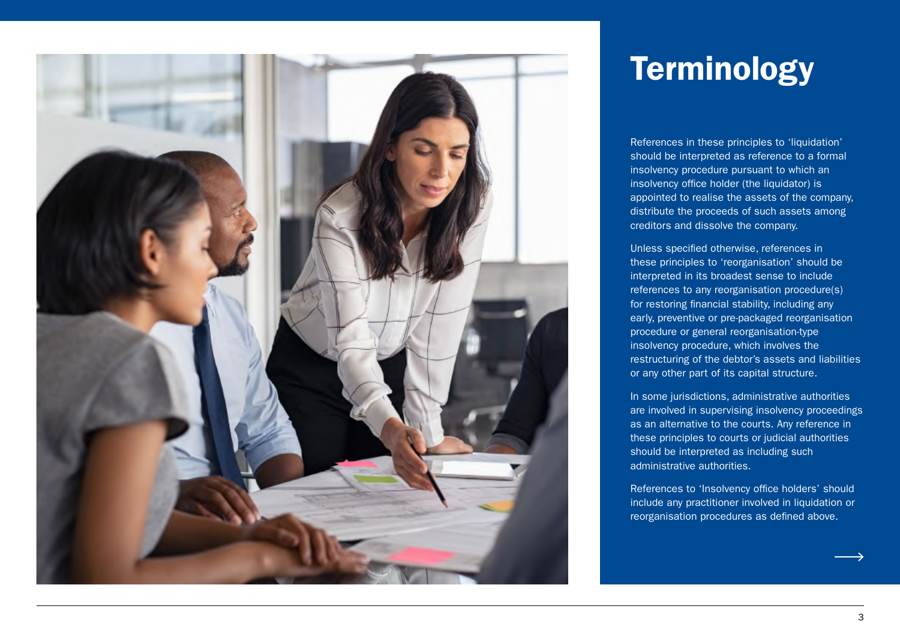# Terminology

References in these principles to ‘liquidation’ should be interpreted as reference to a formal insolvency procedure pursuant to which an insolvency office holder (the liquidator) is appointed to realise the assets of the company, distribute the proceeds of such assets among creditors and dissolve the company.

Unless specified otherwise, references in these principles to ‘reorganisation’ should be interpreted in its broadest sense to include references to any reorganisation procedure(s) for restoring financial stability, including any early, preventive or pre-packaged reorganisation procedure or general reorganisation-type insolvency procedure, which involves the restructuring of the debtor’s assets and liabilities or any other part of its capital structure.

In some jurisdictions, administrative authorities are involved in supervising insolvency proceedings as an alternative to the courts. Any reference in these principles to courts or judicial authorities should be interpreted as including such administrative authorities.

References to ‘Insolvency office holders’ should include any practitioner involved in liquidation or reorganisation procedures as defined above.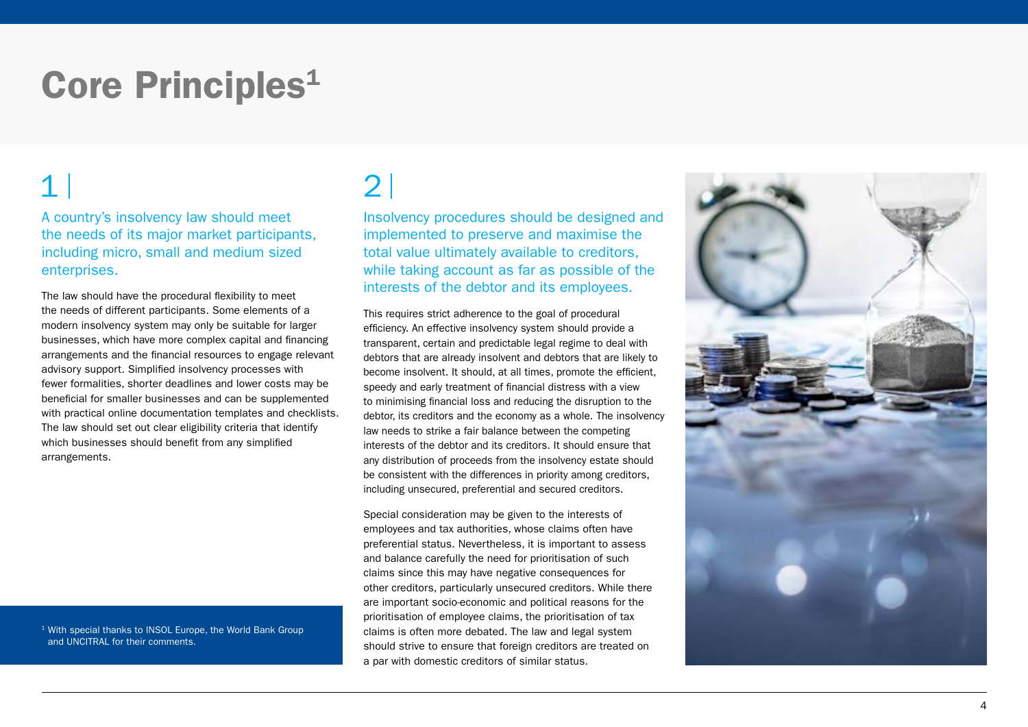# Core Principles[1]

## 1

### A country's insolvency law should meet the needs of its major market participants, including micro, small and medium sized enterprises.

The law should have the procedural flexibility to meet the needs of different participants. Some elements of a modern insolvency system may only be suitable for larger businesses, which have more complex capital and financing arrangements and the financial resources to engage relevant advisory support. Simplified insolvency processes with fewer formalities, shorter deadlines and lower costs may be beneficial for smaller businesses and can be supplemented with practical online documentation templates and checklists. The law should set out clear eligibility criteria that identify which businesses should benefit from any simplified arrangements.

[1] With special thanks to INSOL Europe, the World Bank Group and UNCITRAL for their comments.

## 2

### Insolvency procedures should be designed and implemented to preserve and maximise the total value ultimately available to creditors, while taking account as far as possible of the interests of the debtor and its employees.

This requires strict adherence to the goal of procedural efficiency. An effective insolvency system should provide a transparent, certain and predictable legal regime to deal with debtors that are already insolvent and debtors that are likely to become insolvent. It should, at all times, promote the efficient, speedy and early treatment of financial distress with a view to minimising financial loss and reducing the disruption to the debtor, its creditors and the economy as a whole. The insolvency law needs to strike a fair balance between the competing interests of the debtor and its creditors. It should ensure that any distribution of proceeds from the insolvency estate should be consistent with the differences in priority among creditors, including unsecured, preferential and secured creditors.

Special consideration may be given to the interests of employees and tax authorities, whose claims often have preferential status. Nevertheless, it is important to assess and balance carefully the need for prioritisation of such claims since this may have negative consequences for other creditors, particularly unsecured creditors. While there are important socio-economic and political reasons for the prioritisation of employee claims, the prioritisation of tax claims is often more debated. The law and legal system should strive to ensure that foreign creditors are treated on a par with domestic creditors of similar status.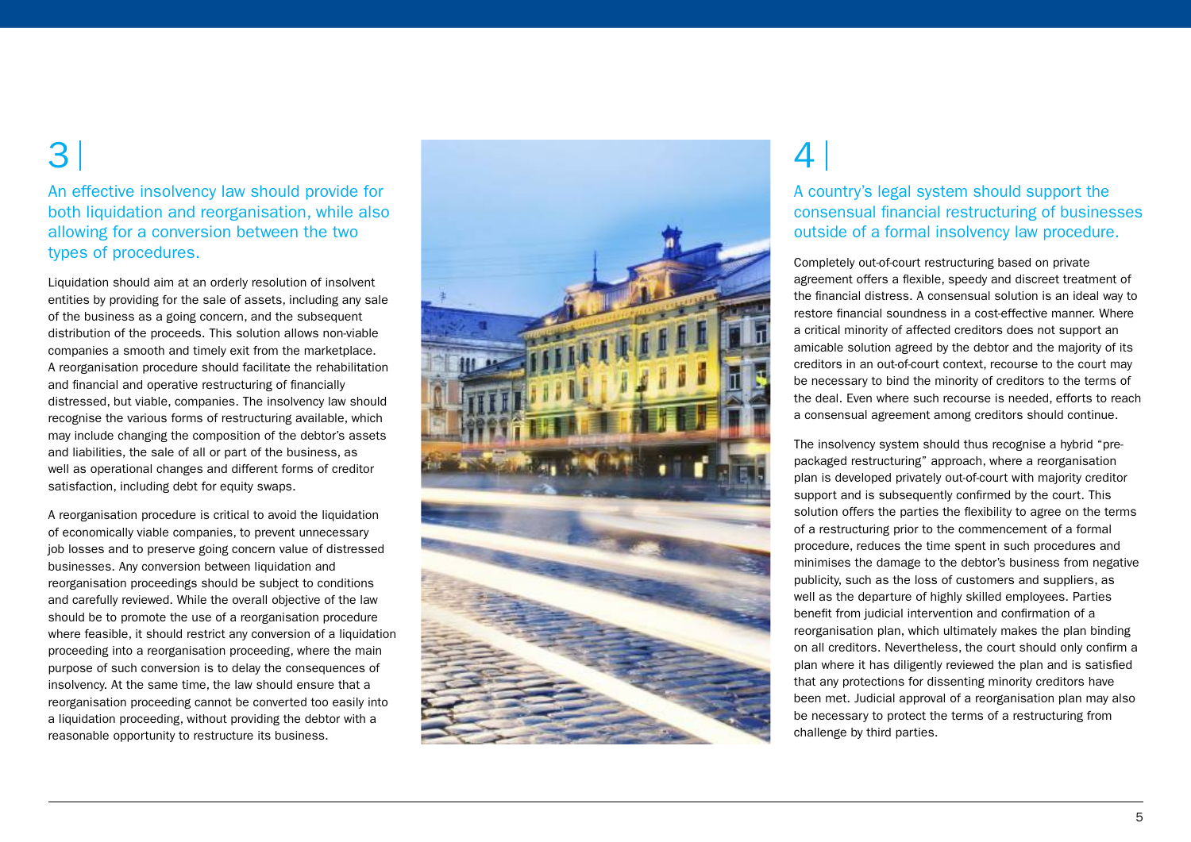## 3 | An effective insolvency law should provide for both liquidation and reorganisation, while also allowing for a conversion between the two types of procedures.

Liquidation should aim at an orderly resolution of insolvent entities by providing for the sale of assets, including any sale of the business as a going concern, and the subsequent distribution of the proceeds. This solution allows non-viable companies a smooth and timely exit from the marketplace. A reorganisation procedure should facilitate the rehabilitation and financial and operative restructuring of financially distressed, but viable, companies. The insolvency law should recognise the various forms of restructuring available, which may include changing the composition of the debtor's assets and liabilities, the sale of all or part of the business, as well as operational changes and different forms of creditor satisfaction, including debt for equity swaps.

A reorganisation procedure is critical to avoid the liquidation of economically viable companies, to prevent unnecessary job losses and to preserve going concern value of distressed businesses. Any conversion between liquidation and reorganisation proceedings should be subject to conditions and carefully reviewed. While the overall objective of the law should be to promote the use of a reorganisation procedure where feasible, it should restrict any conversion of a liquidation proceeding into a reorganisation proceeding, where the main purpose of such conversion is to delay the consequences of insolvency. At the same time, the law should ensure that a reorganisation proceeding cannot be converted too easily into a liquidation proceeding, without providing the debtor with a reasonable opportunity to restructure its business.

## 4 | A country's legal system should support the consensual financial restructuring of businesses outside of a formal insolvency law procedure.

Completely out-of-court restructuring based on private agreement offers a flexible, speedy and discreet treatment of the financial distress. A consensual solution is an ideal way to restore financial soundness in a cost-effective manner. Where a critical minority of affected creditors does not support an amicable solution agreed by the debtor and the majority of its creditors in an out-of-court context, recourse to the court may be necessary to bind the minority of creditors to the terms of the deal. Even where such recourse is needed, efforts to reach a consensual agreement among creditors should continue.

The insolvency system should thus recognise a hybrid "pre-packaged restructuring" approach, where a reorganisation plan is developed privately out-of-court with majority creditor support and is subsequently confirmed by the court. This solution offers the parties the flexibility to agree on the terms of a restructuring prior to the commencement of a formal procedure, reduces the time spent in such procedures and minimises the damage to the debtor's business from negative publicity, such as the loss of customers and suppliers, as well as the departure of highly skilled employees. Parties benefit from judicial intervention and confirmation of a reorganisation plan, which ultimately makes the plan binding on all creditors. Nevertheless, the court should only confirm a plan where it has diligently reviewed the plan and is satisfied that any protections for dissenting minority creditors have been met. Judicial approval of a reorganisation plan may also be necessary to protect the terms of a restructuring from challenge by third parties.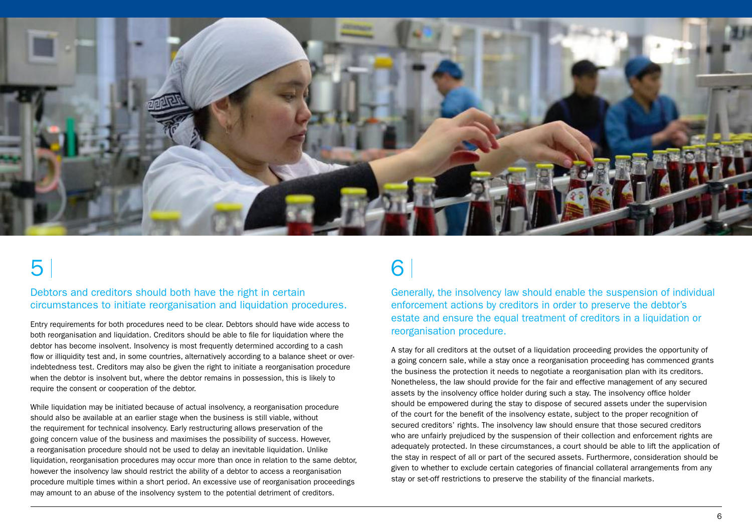## 5

### Debtors and creditors should both have the right in certain circumstances to initiate reorganisation and liquidation procedures.

Entry requirements for both procedures need to be clear. Debtors should have wide access to both reorganisation and liquidation. Creditors should be able to file for liquidation where the debtor has become insolvent. Insolvency is most frequently determined according to a cash flow or illiquidity test and, in some countries, alternatively according to a balance sheet or over-indebtedness test. Creditors may also be given the right to initiate a reorganisation procedure when the debtor is insolvent but, where the debtor remains in possession, this is likely to require the consent or cooperation of the debtor.

While liquidation may be initiated because of actual insolvency, a reorganisation procedure should also be available at an earlier stage when the business is still viable, without the requirement for technical insolvency. Early restructuring allows preservation of the going concern value of the business and maximises the possibility of success. However, a reorganisation procedure should not be used to delay an inevitable liquidation. Unlike liquidation, reorganisation procedures may occur more than once in relation to the same debtor, however the insolvency law should restrict the ability of a debtor to access a reorganisation procedure multiple times within a short period. An excessive use of reorganisation proceedings may amount to an abuse of the insolvency system to the potential detriment of creditors.

## 6

### Generally, the insolvency law should enable the suspension of individual enforcement actions by creditors in order to preserve the debtor's estate and ensure the equal treatment of creditors in a liquidation or reorganisation procedure.

A stay for all creditors at the outset of a liquidation proceeding provides the opportunity of a going concern sale, while a stay once a reorganisation proceeding has commenced grants the business the protection it needs to negotiate a reorganisation plan with its creditors. Nonetheless, the law should provide for the fair and effective management of any secured assets by the insolvency office holder during such a stay. The insolvency office holder should be empowered during the stay to dispose of secured assets under the supervision of the court for the benefit of the insolvency estate, subject to the proper recognition of secured creditors' rights. The insolvency law should ensure that those secured creditors who are unfairly prejudiced by the suspension of their collection and enforcement rights are adequately protected. In these circumstances, a court should be able to lift the application of the stay in respect of all or part of the secured assets. Furthermore, consideration should be given to whether to exclude certain categories of financial collateral arrangements from any stay or set-off restrictions to preserve the stability of the financial markets.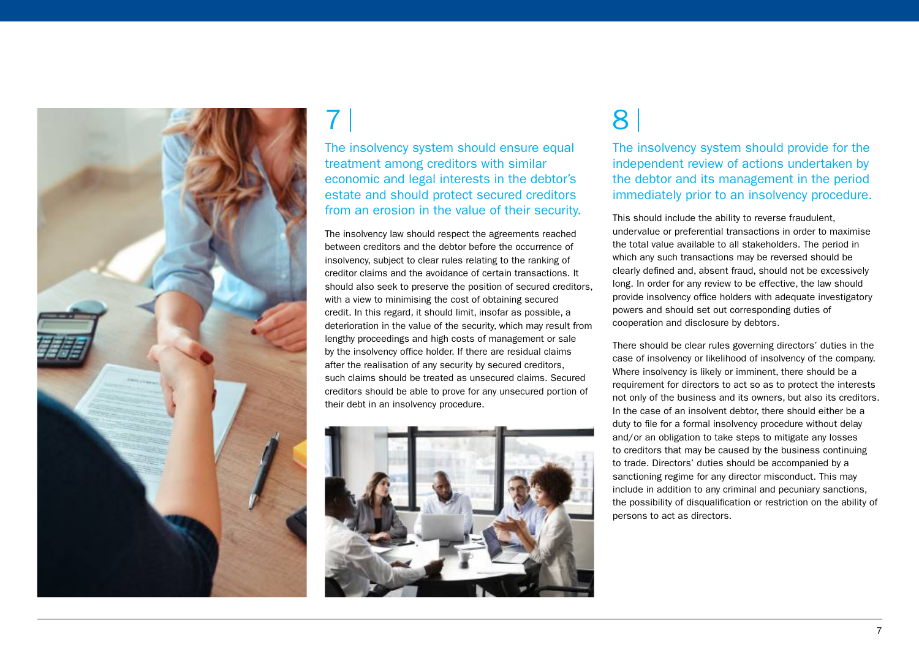## 7

### The insolvency system should ensure equal treatment among creditors with similar economic and legal interests in the debtor's estate and should protect secured creditors from an erosion in the value of their security.

The insolvency law should respect the agreements reached between creditors and the debtor before the occurrence of insolvency, subject to clear rules relating to the ranking of creditor claims and the avoidance of certain transactions. It should also seek to preserve the position of secured creditors, with a view to minimising the cost of obtaining secured credit. In this regard, it should limit, insofar as possible, a deterioration in the value of the security, which may result from lengthy proceedings and high costs of management or sale by the insolvency office holder. If there are residual claims after the realisation of any security by secured creditors, such claims should be treated as unsecured claims. Secured creditors should be able to prove for any unsecured portion of their debt in an insolvency procedure.

## 8

### The insolvency system should provide for the independent review of actions undertaken by the debtor and its management in the period immediately prior to an insolvency procedure.

This should include the ability to reverse fraudulent, undervalue or preferential transactions in order to maximise the total value available to all stakeholders. The period in which any such transactions may be reversed should be clearly defined and, absent fraud, should not be excessively long. In order for any review to be effective, the law should provide insolvency office holders with adequate investigatory powers and should set out corresponding duties of cooperation and disclosure by debtors.

There should be clear rules governing directors' duties in the case of insolvency or likelihood of insolvency of the company. Where insolvency is likely or imminent, there should be a requirement for directors to act so as to protect the interests not only of the business and its owners, but also its creditors. In the case of an insolvent debtor, there should either be a duty to file for a formal insolvency procedure without delay and/or an obligation to take steps to mitigate any losses to creditors that may be caused by the business continuing to trade. Directors' duties should be accompanied by a sanctioning regime for any director misconduct. This may include in addition to any criminal and pecuniary sanctions, the possibility of disqualification or restriction on the ability of persons to act as directors.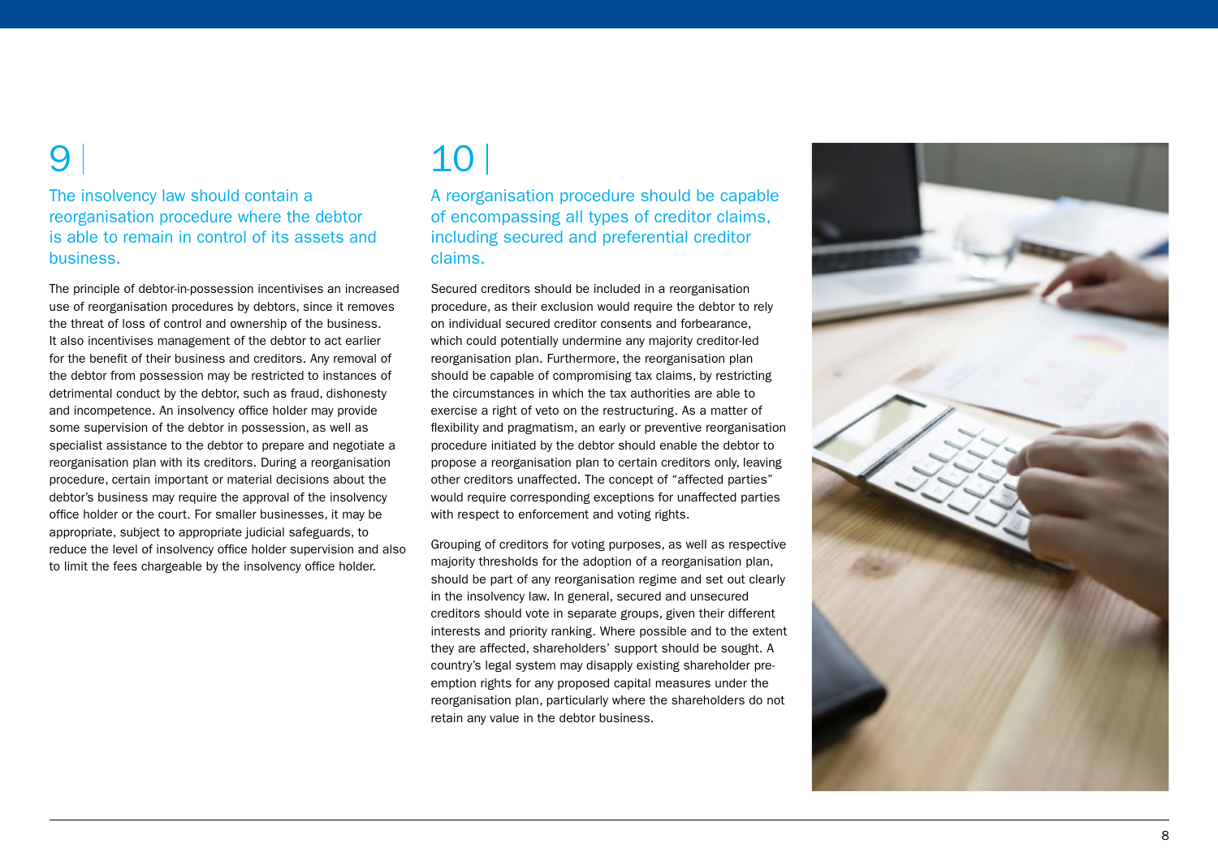## 9 | The insolvency law should contain a reorganisation procedure where the debtor is able to remain in control of its assets and business.

The principle of debtor-in-possession incentivises an increased use of reorganisation procedures by debtors, since it removes the threat of loss of control and ownership of the business. It also incentivises management of the debtor to act earlier for the benefit of their business and creditors. Any removal of the debtor from possession may be restricted to instances of detrimental conduct by the debtor, such as fraud, dishonesty and incompetence. An insolvency office holder may provide some supervision of the debtor in possession, as well as specialist assistance to the debtor to prepare and negotiate a reorganisation plan with its creditors. During a reorganisation procedure, certain important or material decisions about the debtor's business may require the approval of the insolvency office holder or the court. For smaller businesses, it may be appropriate, subject to appropriate judicial safeguards, to reduce the level of insolvency office holder supervision and also to limit the fees chargeable by the insolvency office holder.

## 10 | A reorganisation procedure should be capable of encompassing all types of creditor claims, including secured and preferential creditor claims.

Secured creditors should be included in a reorganisation procedure, as their exclusion would require the debtor to rely on individual secured creditor consents and forbearance, which could potentially undermine any majority creditor-led reorganisation plan. Furthermore, the reorganisation plan should be capable of compromising tax claims, by restricting the circumstances in which the tax authorities are able to exercise a right of veto on the restructuring. As a matter of flexibility and pragmatism, an early or preventive reorganisation procedure initiated by the debtor should enable the debtor to propose a reorganisation plan to certain creditors only, leaving other creditors unaffected. The concept of "affected parties" would require corresponding exceptions for unaffected parties with respect to enforcement and voting rights.

Grouping of creditors for voting purposes, as well as respective majority thresholds for the adoption of a reorganisation plan, should be part of any reorganisation regime and set out clearly in the insolvency law. In general, secured and unsecured creditors should vote in separate groups, given their different interests and priority ranking. Where possible and to the extent they are affected, shareholders' support should be sought. A country's legal system may disapply existing shareholder pre-emption rights for any proposed capital measures under the reorganisation plan, particularly where the shareholders do not retain any value in the debtor business.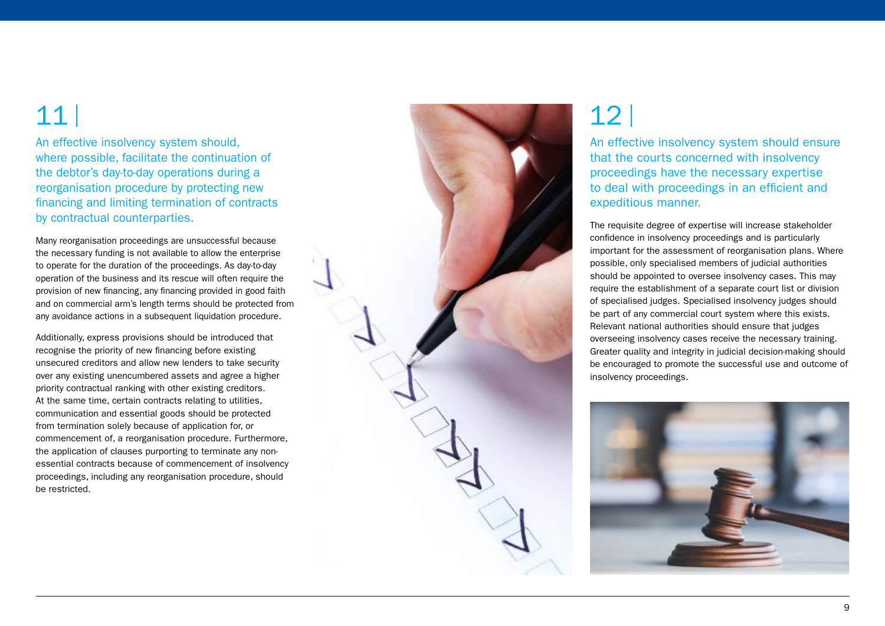## 11

### An effective insolvency system should, where possible, facilitate the continuation of the debtor's day-to-day operations during a reorganisation procedure by protecting new financing and limiting termination of contracts by contractual counterparties.

Many reorganisation proceedings are unsuccessful because the necessary funding is not available to allow the enterprise to operate for the duration of the proceedings. As day-to-day operation of the business and its rescue will often require the provision of new financing, any financing provided in good faith and on commercial arm's length terms should be protected from any avoidance actions in a subsequent liquidation procedure.

Additionally, express provisions should be introduced that recognise the priority of new financing before existing unsecured creditors and allow new lenders to take security over any existing unencumbered assets and agree a higher priority contractual ranking with other existing creditors. At the same time, certain contracts relating to utilities, communication and essential goods should be protected from termination solely because of application for, or commencement of, a reorganisation procedure. Furthermore, the application of clauses purporting to terminate any non-essential contracts because of commencement of insolvency proceedings, including any reorganisation procedure, should be restricted.

## 12

### An effective insolvency system should ensure that the courts concerned with insolvency proceedings have the necessary expertise to deal with proceedings in an efficient and expeditious manner.

The requisite degree of expertise will increase stakeholder confidence in insolvency proceedings and is particularly important for the assessment of reorganisation plans. Where possible, only specialised members of judicial authorities should be appointed to oversee insolvency cases. This may require the establishment of a separate court list or division of specialised judges. Specialised insolvency judges should be part of any commercial court system where this exists. Relevant national authorities should ensure that judges overseeing insolvency cases receive the necessary training. Greater quality and integrity in judicial decision-making should be encouraged to promote the successful use and outcome of insolvency proceedings.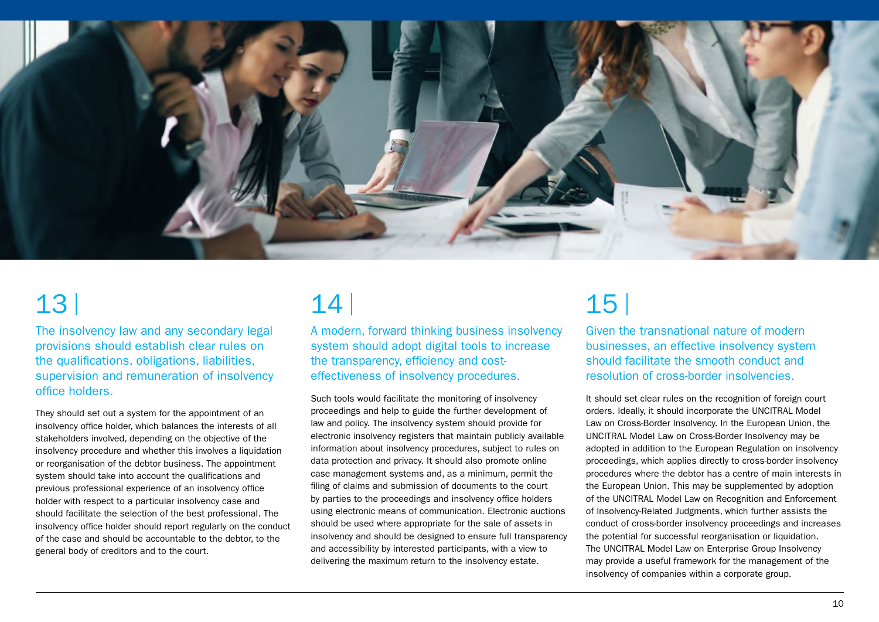## 13

### The insolvency law and any secondary legal provisions should establish clear rules on the qualifications, obligations, liabilities, supervision and remuneration of insolvency office holders.

They should set out a system for the appointment of an insolvency office holder, which balances the interests of all stakeholders involved, depending on the objective of the insolvency procedure and whether this involves a liquidation or reorganisation of the debtor business. The appointment system should take into account the qualifications and previous professional experience of an insolvency office holder with respect to a particular insolvency case and should facilitate the selection of the best professional. The insolvency office holder should report regularly on the conduct of the case and should be accountable to the debtor, to the general body of creditors and to the court.

## 14

### A modern, forward thinking business insolvency system should adopt digital tools to increase the transparency, efficiency and cost-effectiveness of insolvency procedures.

Such tools would facilitate the monitoring of insolvency proceedings and help to guide the further development of law and policy. The insolvency system should provide for electronic insolvency registers that maintain publicly available information about insolvency procedures, subject to rules on data protection and privacy. It should also promote online case management systems and, as a minimum, permit the filing of claims and submission of documents to the court by parties to the proceedings and insolvency office holders using electronic means of communication. Electronic auctions should be used where appropriate for the sale of assets in insolvency and should be designed to ensure full transparency and accessibility by interested participants, with a view to delivering the maximum return to the insolvency estate.

## 15

### Given the transnational nature of modern businesses, an effective insolvency system should facilitate the smooth conduct and resolution of cross-border insolvencies.

It should set clear rules on the recognition of foreign court orders. Ideally, it should incorporate the UNCITRAL Model Law on Cross-Border Insolvency. In the European Union, the UNCITRAL Model Law on Cross-Border Insolvency may be adopted in addition to the European Regulation on insolvency proceedings, which applies directly to cross-border insolvency procedures where the debtor has a centre of main interests in the European Union. This may be supplemented by adoption of the UNCITRAL Model Law on Recognition and Enforcement of Insolvency-Related Judgments, which further assists the conduct of cross-border insolvency proceedings and increases the potential for successful reorganisation or liquidation. The UNCITRAL Model Law on Enterprise Group Insolvency may provide a useful framework for the management of the insolvency of companies within a corporate group.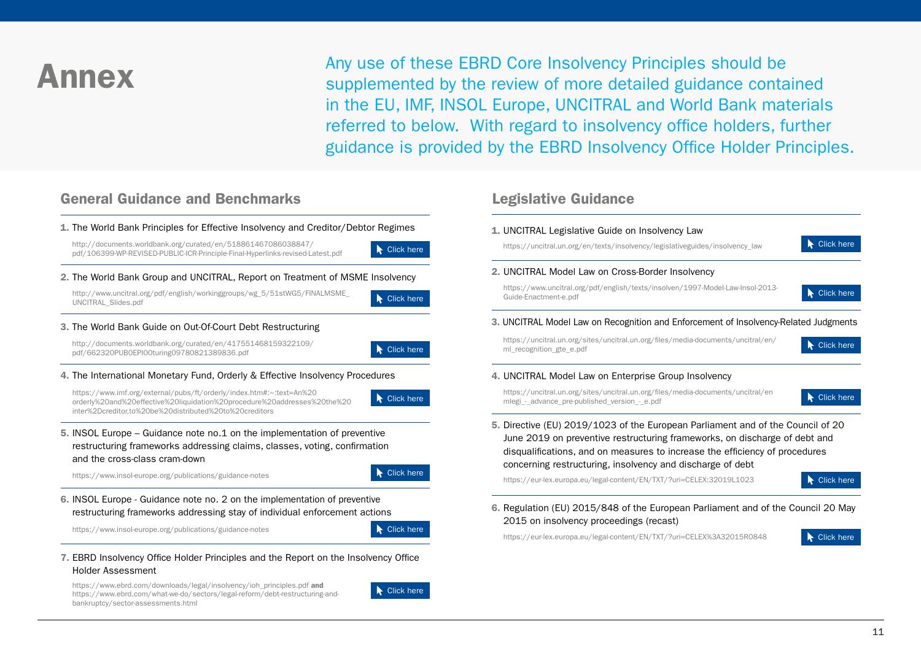# Annex

Any use of these EBRD Core Insolvency Principles should be supplemented by the review of more detailed guidance contained in the EU, IMF, INSOL Europe, UNCITRAL and World Bank materials referred to below. With regard to insolvency office holders, further guidance is provided by the EBRD Insolvency Office Holder Principles.

## General Guidance and Benchmarks

1. The World Bank Principles for Effective Insolvency and Creditor/Debtor Regimes

   http://documents.worldbank.org/curated/en/518861467086038847/pdf/106399-WP-REVISED-PUBLIC-ICR-Principle-Final-Hyperlinks-revised-Latest.pdf

   Click here

2. The World Bank Group and UNCITRAL, Report on Treatment of MSME Insolvency

   http://www.uncitral.org/pdf/english/workinggroups/wg_5/51stWG5/FINALMSME_UNCITRAL_Slides.pdf

   Click here

3. The World Bank Guide on Out-Of-Court Debt Restructuring

   http://documents.worldbank.org/curated/en/417551468159322109/pdf/662320PUB0EPI00turing09780821389836.pdf

   Click here

4. The International Monetary Fund, Orderly & Effective Insolvency Procedures

   https://www.imf.org/external/pubs/ft/orderly/index.htm#:~:text=An%20orderly%20and%20effective%20liquidation%20procedure%20addresses%20the%20inter%2Dcreditor,to%20be%20distributed%20to%20creditors

   Click here

5. INSOL Europe – Guidance note no.1 on the implementation of preventive restructuring frameworks addressing claims, classes, voting, confirmation and the cross-class cram-down

   https://www.insol-europe.org/publications/guidance-notes

   Click here

6. INSOL Europe - Guidance note no. 2 on the implementation of preventive restructuring frameworks addressing stay of individual enforcement actions

   https://www.insol-europe.org/publications/guidance-notes

   Click here

7. EBRD Insolvency Office Holder Principles and the Report on the Insolvency Office Holder Assessment

   https://www.ebrd.com/downloads/legal/insolvency/ioh_principles.pdf **and** https://www.ebrd.com/what-we-do/sectors/legal-reform/debt-restructuring-and-bankruptcy/sector-assessments.html

   Click here

## Legislative Guidance

1. UNCITRAL Legislative Guide on Insolvency Law

   https://uncitral.un.org/en/texts/insolvency/legislativeguides/insolvency_law

   Click here

2. UNCITRAL Model Law on Cross-Border Insolvency

   https://www.uncitral.org/pdf/english/texts/insolven/1997-Model-Law-Insol-2013-Guide-Enactment-e.pdf

   Click here

3. UNCITRAL Model Law on Recognition and Enforcement of Insolvency-Related Judgments

   https://uncitral.un.org/sites/uncitral.un.org/files/media-documents/uncitral/en/ml_recognition_gte_e.pdf

   Click here

4. UNCITRAL Model Law on Enterprise Group Insolvency

   https://uncitral.un.org/sites/uncitral.un.org/files/media-documents/uncitral/en mlegi_-_advance_pre-published_version_-_e.pdf

   Click here

5. Directive (EU) 2019/1023 of the European Parliament and of the Council of 20 June 2019 on preventive restructuring frameworks, on discharge of debt and disqualifications, and on measures to increase the efficiency of procedures concerning restructuring, insolvency and discharge of debt

   https://eur-lex.europa.eu/legal-content/EN/TXT/?uri=CELEX:32019L1023

   Click here

6. Regulation (EU) 2015/848 of the European Parliament and of the Council 20 May 2015 on insolvency proceedings (recast)

   https://eur-lex.europa.eu/legal-content/EN/TXT/?uri=CELEX%3A32015R0848

   Click here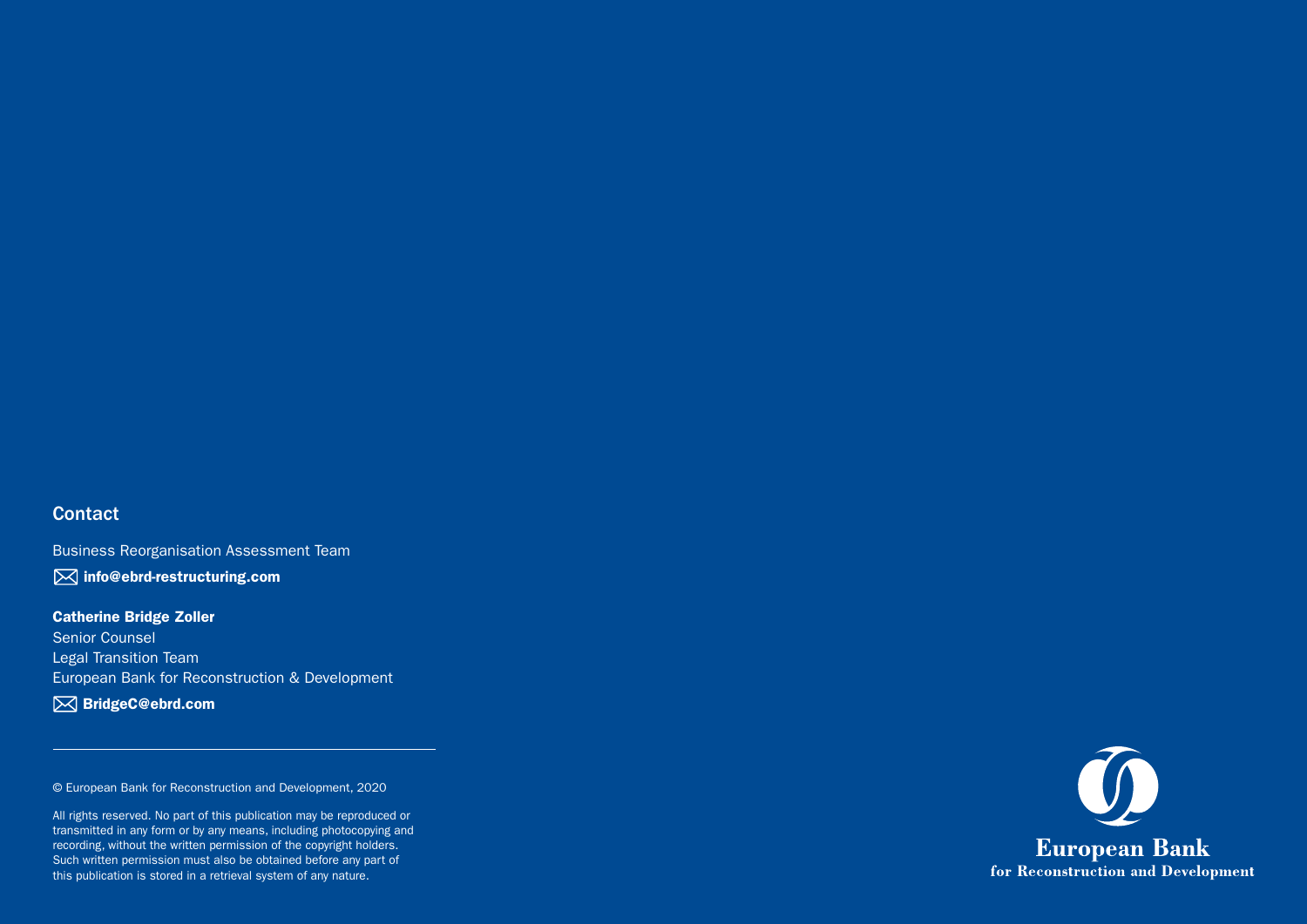## Contact

Business Reorganisation Assessment Team

**info@ebrd-restructuring.com**

**Catherine Bridge Zoller**
Senior Counsel
Legal Transition Team
European Bank for Reconstruction & Development

**BridgeC@ebrd.com**

---

© European Bank for Reconstruction and Development, 2020

All rights reserved. No part of this publication may be reproduced or transmitted in any form or by any means, including photocopying and recording, without the written permission of the copyright holders. Such written permission must also be obtained before any part of this publication is stored in a retrieval system of any nature.

**European Bank**
**for Reconstruction and Development**